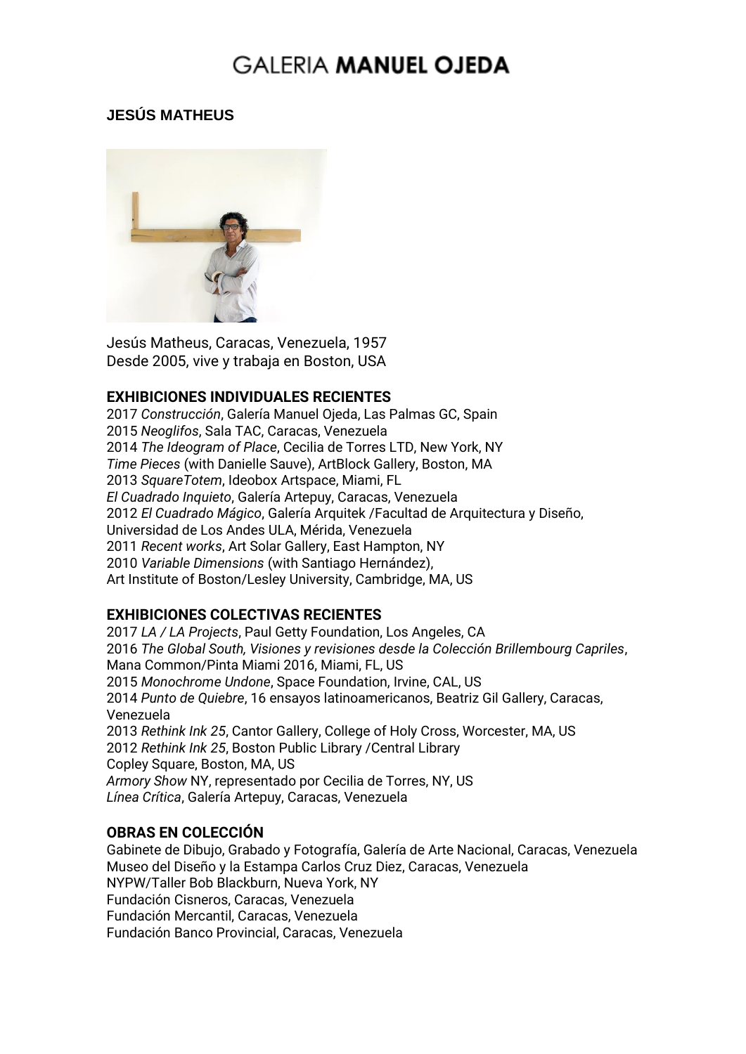# GALERIA **MANUEL OJEDA**

## JESÚS MATHEUS

Jesús Matheus, Caracas, Venezuela, 1957
Desde 2005, vive y trabaja en Boston, USA

### EXHIBICIONES INDIVIDUALES RECIENTES

2017 *Construcción*, Galería Manuel Ojeda, Las Palmas GC, Spain
2015 *Neoglifos*, Sala TAC, Caracas, Venezuela
2014 *The Ideogram of Place*, Cecilia de Torres LTD, New York, NY
*Time Pieces* (with Danielle Sauve), ArtBlock Gallery, Boston, MA
2013 *SquareTotem*, Ideobox Artspace, Miami, FL
*El Cuadrado Inquieto*, Galería Artepuy, Caracas, Venezuela
2012 *El Cuadrado Mágico*, Galería Arquitek /Facultad de Arquitectura y Diseño, Universidad de Los Andes ULA, Mérida, Venezuela
2011 *Recent works*, Art Solar Gallery, East Hampton, NY
2010 *Variable Dimensions* (with Santiago Hernández), Art Institute of Boston/Lesley University, Cambridge, MA, US

### EXHIBICIONES COLECTIVAS RECIENTES

2017 *LA / LA Projects*, Paul Getty Foundation, Los Angeles, CA
2016 *The Global South, Visiones y revisiones desde la Colección Brillembourg Capriles*, Mana Common/Pinta Miami 2016, Miami, FL, US
2015 *Monochrome Undone*, Space Foundation, Irvine, CAL, US
2014 *Punto de Quiebre*, 16 ensayos latinoamericanos, Beatriz Gil Gallery, Caracas, Venezuela
2013 *Rethink Ink 25*, Cantor Gallery, College of Holy Cross, Worcester, MA, US
2012 *Rethink Ink 25*, Boston Public Library /Central Library Copley Square, Boston, MA, US
*Armory Show* NY, representado por Cecilia de Torres, NY, US
*Línea Crítica*, Galería Artepuy, Caracas, Venezuela

### OBRAS EN COLECCIÓN

Gabinete de Dibujo, Grabado y Fotografía, Galería de Arte Nacional, Caracas, Venezuela
Museo del Diseño y la Estampa Carlos Cruz Diez, Caracas, Venezuela
NYPW/Taller Bob Blackburn, Nueva York, NY
Fundación Cisneros, Caracas, Venezuela
Fundación Mercantil, Caracas, Venezuela
Fundación Banco Provincial, Caracas, Venezuela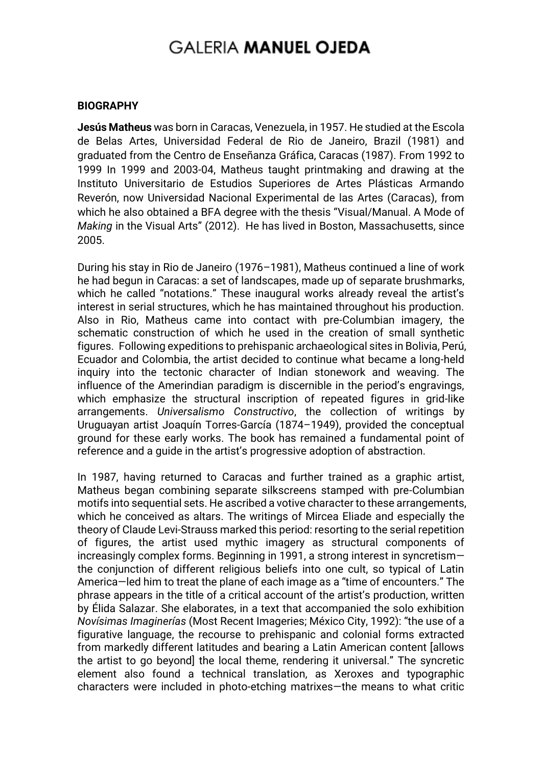**BIOGRAPHY**

**Jesús Matheus** was born in Caracas, Venezuela, in 1957. He studied at the Escola de Belas Artes, Universidad Federal de Rio de Janeiro, Brazil (1981) and graduated from the Centro de Enseñanza Gráfica, Caracas (1987). From 1992 to 1999 In 1999 and 2003-04, Matheus taught printmaking and drawing at the Instituto Universitario de Estudios Superiores de Artes Plásticas Armando Reverón, now Universidad Nacional Experimental de las Artes (Caracas), from which he also obtained a BFA degree with the thesis "Visual/Manual. A Mode of *Making* in the Visual Arts" (2012). He has lived in Boston, Massachusetts, since 2005.

During his stay in Rio de Janeiro (1976–1981), Matheus continued a line of work he had begun in Caracas: a set of landscapes, made up of separate brushmarks, which he called "notations." These inaugural works already reveal the artist's interest in serial structures, which he has maintained throughout his production. Also in Rio, Matheus came into contact with pre-Columbian imagery, the schematic construction of which he used in the creation of small synthetic figures. Following expeditions to prehispanic archaeological sites in Bolivia, Perú, Ecuador and Colombia, the artist decided to continue what became a long-held inquiry into the tectonic character of Indian stonework and weaving. The influence of the Amerindian paradigm is discernible in the period's engravings, which emphasize the structural inscription of repeated figures in grid-like arrangements. *Universalismo Constructivo*, the collection of writings by Uruguayan artist Joaquín Torres-García (1874–1949), provided the conceptual ground for these early works. The book has remained a fundamental point of reference and a guide in the artist's progressive adoption of abstraction.

In 1987, having returned to Caracas and further trained as a graphic artist, Matheus began combining separate silkscreens stamped with pre-Columbian motifs into sequential sets. He ascribed a votive character to these arrangements, which he conceived as altars. The writings of Mircea Eliade and especially the theory of Claude Levi-Strauss marked this period: resorting to the serial repetition of figures, the artist used mythic imagery as structural components of increasingly complex forms. Beginning in 1991, a strong interest in syncretism—the conjunction of different religious beliefs into one cult, so typical of Latin America—led him to treat the plane of each image as a "time of encounters." The phrase appears in the title of a critical account of the artist's production, written by Élida Salazar. She elaborates, in a text that accompanied the solo exhibition *Novísimas Imaginerías* (Most Recent Imageries; México City, 1992): "the use of a figurative language, the recourse to prehispanic and colonial forms extracted from markedly different latitudes and bearing a Latin American content [allows the artist to go beyond] the local theme, rendering it universal." The syncretic element also found a technical translation, as Xeroxes and typographic characters were included in photo-etching matrixes—the means to what critic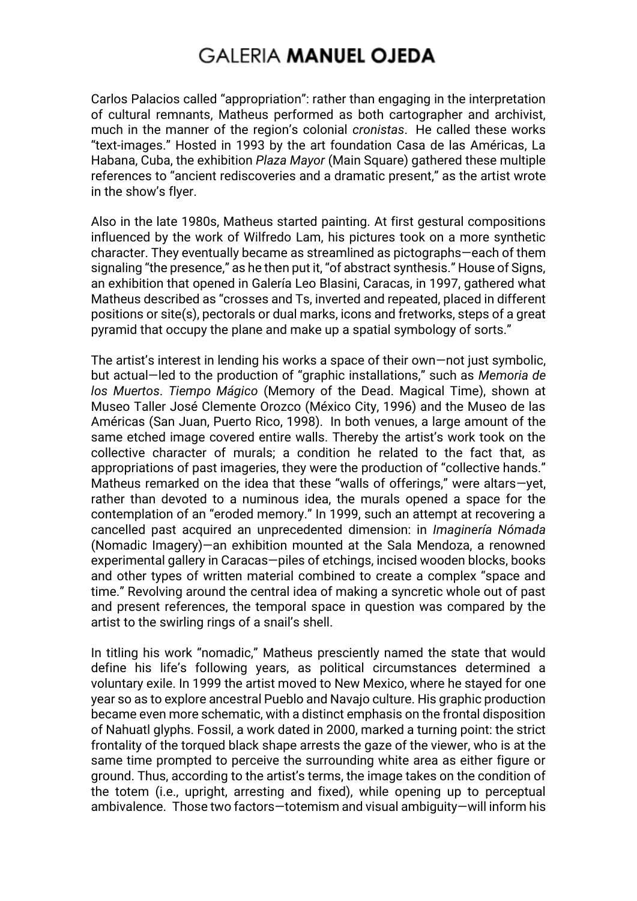Carlos Palacios called "appropriation": rather than engaging in the interpretation of cultural remnants, Matheus performed as both cartographer and archivist, much in the manner of the region's colonial *cronistas*. He called these works "text-images." Hosted in 1993 by the art foundation Casa de las Américas, La Habana, Cuba, the exhibition *Plaza Mayor* (Main Square) gathered these multiple references to "ancient rediscoveries and a dramatic present," as the artist wrote in the show's flyer.

Also in the late 1980s, Matheus started painting. At first gestural compositions influenced by the work of Wilfredo Lam, his pictures took on a more synthetic character. They eventually became as streamlined as pictographs—each of them signaling "the presence," as he then put it, "of abstract synthesis." House of Signs, an exhibition that opened in Galería Leo Blasini, Caracas, in 1997, gathered what Matheus described as "crosses and Ts, inverted and repeated, placed in different positions or site(s), pectorals or dual marks, icons and fretworks, steps of a great pyramid that occupy the plane and make up a spatial symbology of sorts."

The artist's interest in lending his works a space of their own—not just symbolic, but actual—led to the production of "graphic installations," such as *Memoria de los Muertos*. *Tiempo Mágico* (Memory of the Dead. Magical Time), shown at Museo Taller José Clemente Orozco (México City, 1996) and the Museo de las Américas (San Juan, Puerto Rico, 1998). In both venues, a large amount of the same etched image covered entire walls. Thereby the artist's work took on the collective character of murals; a condition he related to the fact that, as appropriations of past imageries, they were the production of "collective hands." Matheus remarked on the idea that these "walls of offerings," were altars—yet, rather than devoted to a numinous idea, the murals opened a space for the contemplation of an "eroded memory." In 1999, such an attempt at recovering a cancelled past acquired an unprecedented dimension: in *Imaginería Nómada* (Nomadic Imagery)—an exhibition mounted at the Sala Mendoza, a renowned experimental gallery in Caracas—piles of etchings, incised wooden blocks, books and other types of written material combined to create a complex "space and time." Revolving around the central idea of making a syncretic whole out of past and present references, the temporal space in question was compared by the artist to the swirling rings of a snail's shell.

In titling his work "nomadic," Matheus presciently named the state that would define his life's following years, as political circumstances determined a voluntary exile. In 1999 the artist moved to New Mexico, where he stayed for one year so as to explore ancestral Pueblo and Navajo culture. His graphic production became even more schematic, with a distinct emphasis on the frontal disposition of Nahuatl glyphs. Fossil, a work dated in 2000, marked a turning point: the strict frontality of the torqued black shape arrests the gaze of the viewer, who is at the same time prompted to perceive the surrounding white area as either figure or ground. Thus, according to the artist's terms, the image takes on the condition of the totem (i.e., upright, arresting and fixed), while opening up to perceptual ambivalence. Those two factors—totemism and visual ambiguity—will inform his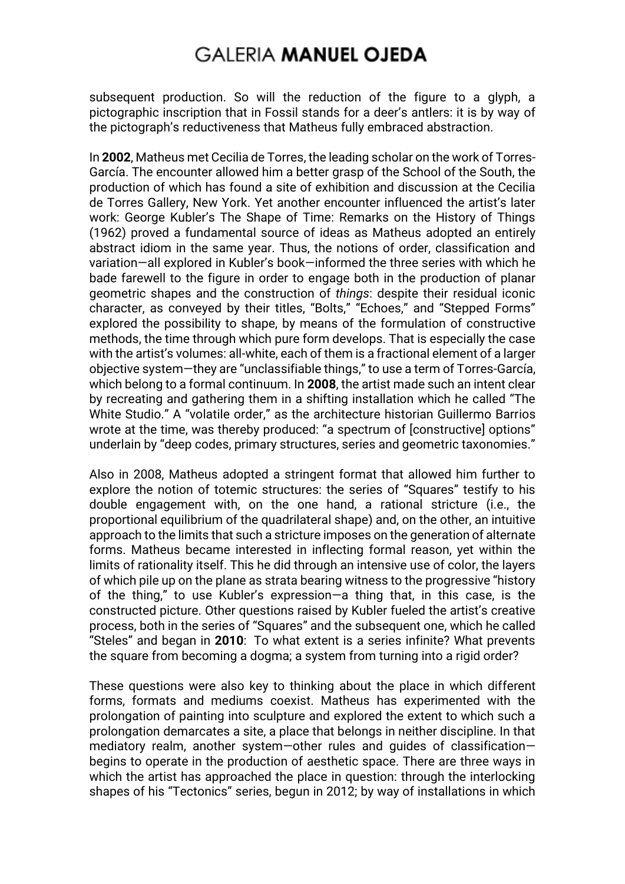subsequent production. So will the reduction of the figure to a glyph, a pictographic inscription that in Fossil stands for a deer's antlers: it is by way of the pictograph's reductiveness that Matheus fully embraced abstraction.

In **2002**, Matheus met Cecilia de Torres, the leading scholar on the work of Torres-García. The encounter allowed him a better grasp of the School of the South, the production of which has found a site of exhibition and discussion at the Cecilia de Torres Gallery, New York. Yet another encounter influenced the artist's later work: George Kubler's The Shape of Time: Remarks on the History of Things (1962) proved a fundamental source of ideas as Matheus adopted an entirely abstract idiom in the same year. Thus, the notions of order, classification and variation—all explored in Kubler's book—informed the three series with which he bade farewell to the figure in order to engage both in the production of planar geometric shapes and the construction of *things*: despite their residual iconic character, as conveyed by their titles, "Bolts," "Echoes," and "Stepped Forms" explored the possibility to shape, by means of the formulation of constructive methods, the time through which pure form develops. That is especially the case with the artist's volumes: all-white, each of them is a fractional element of a larger objective system—they are "unclassifiable things," to use a term of Torres-García, which belong to a formal continuum. In **2008**, the artist made such an intent clear by recreating and gathering them in a shifting installation which he called "The White Studio." A "volatile order," as the architecture historian Guillermo Barrios wrote at the time, was thereby produced: "a spectrum of [constructive] options" underlain by "deep codes, primary structures, series and geometric taxonomies."

Also in 2008, Matheus adopted a stringent format that allowed him further to explore the notion of totemic structures: the series of "Squares" testify to his double engagement with, on the one hand, a rational stricture (i.e., the proportional equilibrium of the quadrilateral shape) and, on the other, an intuitive approach to the limits that such a stricture imposes on the generation of alternate forms. Matheus became interested in inflecting formal reason, yet within the limits of rationality itself. This he did through an intensive use of color, the layers of which pile up on the plane as strata bearing witness to the progressive "history of the thing," to use Kubler's expression—a thing that, in this case, is the constructed picture. Other questions raised by Kubler fueled the artist's creative process, both in the series of "Squares" and the subsequent one, which he called "Steles" and began in **2010**: To what extent is a series infinite? What prevents the square from becoming a dogma; a system from turning into a rigid order?

These questions were also key to thinking about the place in which different forms, formats and mediums coexist. Matheus has experimented with the prolongation of painting into sculpture and explored the extent to which such a prolongation demarcates a site, a place that belongs in neither discipline. In that mediatory realm, another system—other rules and guides of classification—begins to operate in the production of aesthetic space. There are three ways in which the artist has approached the place in question: through the interlocking shapes of his "Tectonics" series, begun in 2012; by way of installations in which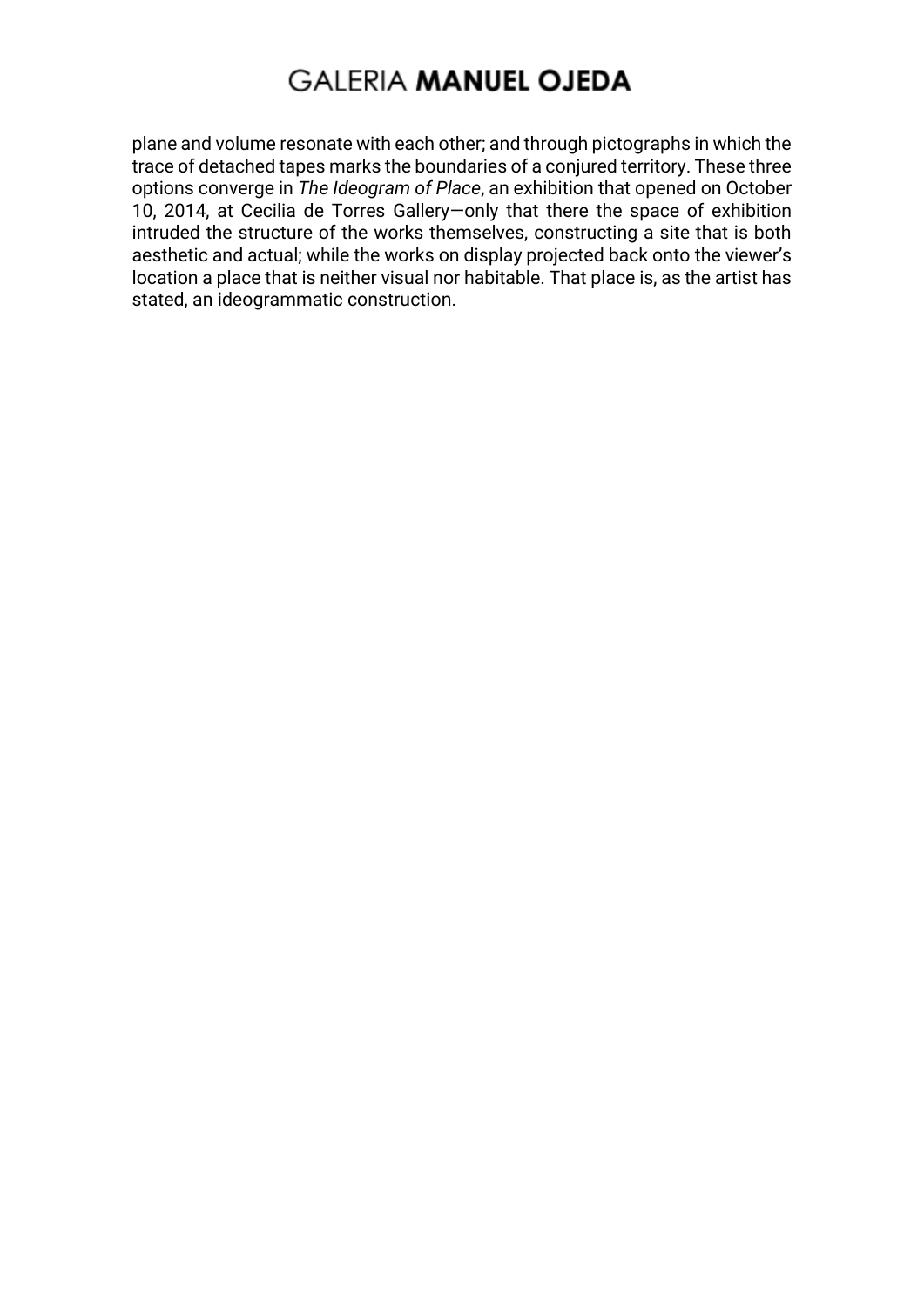plane and volume resonate with each other; and through pictographs in which the trace of detached tapes marks the boundaries of a conjured territory. These three options converge in *The Ideogram of Place*, an exhibition that opened on October 10, 2014, at Cecilia de Torres Gallery—only that there the space of exhibition intruded the structure of the works themselves, constructing a site that is both aesthetic and actual; while the works on display projected back onto the viewer's location a place that is neither visual nor habitable. That place is, as the artist has stated, an ideogrammatic construction.